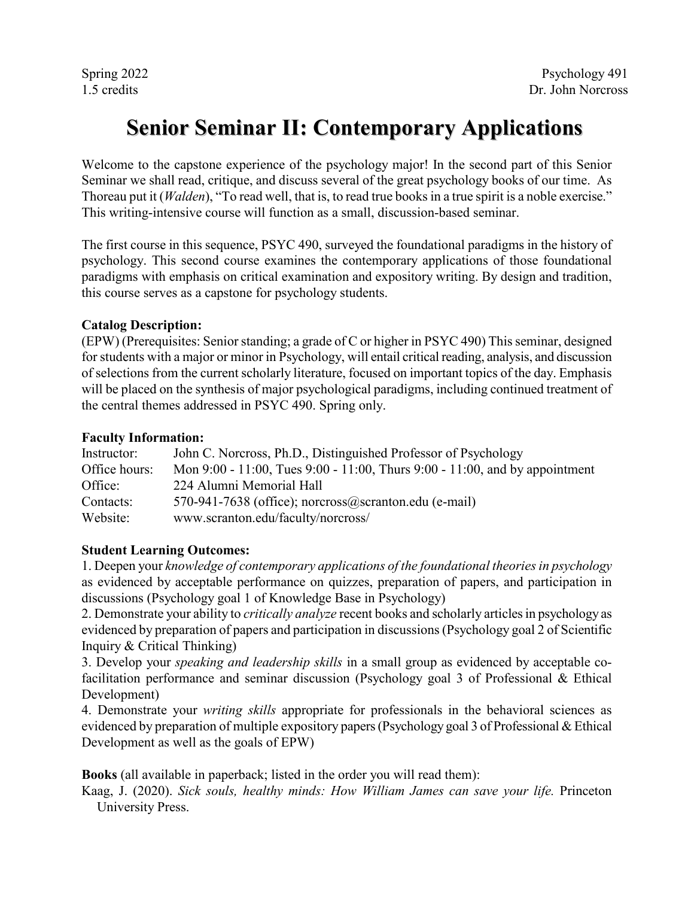Spring 2022 Psychology 491
1.5 credits Dr. John Norcross

# Senior Seminar II: Contemporary Applications

Welcome to the capstone experience of the psychology major! In the second part of this Senior Seminar we shall read, critique, and discuss several of the great psychology books of our time. As Thoreau put it (*Walden*), "To read well, that is, to read true books in a true spirit is a noble exercise." This writing-intensive course will function as a small, discussion-based seminar.

The first course in this sequence, PSYC 490, surveyed the foundational paradigms in the history of psychology. This second course examines the contemporary applications of those foundational paradigms with emphasis on critical examination and expository writing. By design and tradition, this course serves as a capstone for psychology students.

**Catalog Description:**
(EPW) (Prerequisites: Senior standing; a grade of C or higher in PSYC 490) This seminar, designed for students with a major or minor in Psychology, will entail critical reading, analysis, and discussion of selections from the current scholarly literature, focused on important topics of the day. Emphasis will be placed on the synthesis of major psychological paradigms, including continued treatment of the central themes addressed in PSYC 490. Spring only.

**Faculty Information:**

| | |
|---|---|
| Instructor: | John C. Norcross, Ph.D., Distinguished Professor of Psychology |
| Office hours: | Mon 9:00 - 11:00, Tues 9:00 - 11:00, Thurs 9:00 - 11:00, and by appointment |
| Office: | 224 Alumni Memorial Hall |
| Contacts: | 570-941-7638 (office); norcross@scranton.edu (e-mail) |
| Website: | www.scranton.edu/faculty/norcross/ |

**Student Learning Outcomes:**

1. Deepen your *knowledge of contemporary applications of the foundational theories in psychology* as evidenced by acceptable performance on quizzes, preparation of papers, and participation in discussions (Psychology goal 1 of Knowledge Base in Psychology)
2. Demonstrate your ability to *critically analyze* recent books and scholarly articles in psychology as evidenced by preparation of papers and participation in discussions (Psychology goal 2 of Scientific Inquiry & Critical Thinking)
3. Develop your *speaking and leadership skills* in a small group as evidenced by acceptable co-facilitation performance and seminar discussion (Psychology goal 3 of Professional & Ethical Development)
4. Demonstrate your *writing skills* appropriate for professionals in the behavioral sciences as evidenced by preparation of multiple expository papers (Psychology goal 3 of Professional & Ethical Development as well as the goals of EPW)

**Books** (all available in paperback; listed in the order you will read them):

Kaag, J. (2020). *Sick souls, healthy minds: How William James can save your life.* Princeton University Press.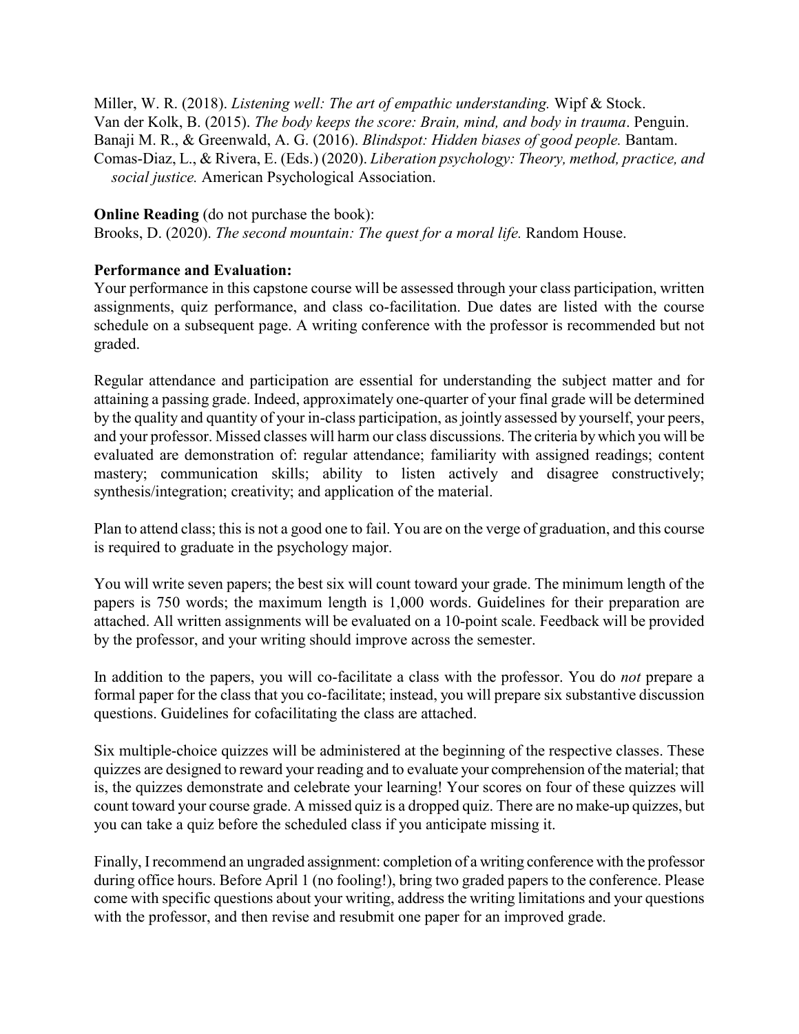Miller, W. R. (2018). *Listening well: The art of empathic understanding.* Wipf & Stock.
Van der Kolk, B. (2015). *The body keeps the score: Brain, mind, and body in trauma*. Penguin.
Banaji M. R., & Greenwald, A. G. (2016). *Blindspot: Hidden biases of good people.* Bantam.
Comas-Diaz, L., & Rivera, E. (Eds.) (2020). *Liberation psychology: Theory, method, practice, and social justice.* American Psychological Association.

**Online Reading** (do not purchase the book):
Brooks, D. (2020). *The second mountain: The quest for a moral life.* Random House.

**Performance and Evaluation:**
Your performance in this capstone course will be assessed through your class participation, written assignments, quiz performance, and class co-facilitation. Due dates are listed with the course schedule on a subsequent page. A writing conference with the professor is recommended but not graded.

Regular attendance and participation are essential for understanding the subject matter and for attaining a passing grade. Indeed, approximately one-quarter of your final grade will be determined by the quality and quantity of your in-class participation, as jointly assessed by yourself, your peers, and your professor. Missed classes will harm our class discussions. The criteria by which you will be evaluated are demonstration of: regular attendance; familiarity with assigned readings; content mastery; communication skills; ability to listen actively and disagree constructively; synthesis/integration; creativity; and application of the material.

Plan to attend class; this is not a good one to fail. You are on the verge of graduation, and this course is required to graduate in the psychology major.

You will write seven papers; the best six will count toward your grade. The minimum length of the papers is 750 words; the maximum length is 1,000 words. Guidelines for their preparation are attached. All written assignments will be evaluated on a 10-point scale. Feedback will be provided by the professor, and your writing should improve across the semester.

In addition to the papers, you will co-facilitate a class with the professor. You do *not* prepare a formal paper for the class that you co-facilitate; instead, you will prepare six substantive discussion questions. Guidelines for cofacilitating the class are attached.

Six multiple-choice quizzes will be administered at the beginning of the respective classes. These quizzes are designed to reward your reading and to evaluate your comprehension of the material; that is, the quizzes demonstrate and celebrate your learning! Your scores on four of these quizzes will count toward your course grade. A missed quiz is a dropped quiz. There are no make-up quizzes, but you can take a quiz before the scheduled class if you anticipate missing it.

Finally, I recommend an ungraded assignment: completion of a writing conference with the professor during office hours. Before April 1 (no fooling!), bring two graded papers to the conference. Please come with specific questions about your writing, address the writing limitations and your questions with the professor, and then revise and resubmit one paper for an improved grade.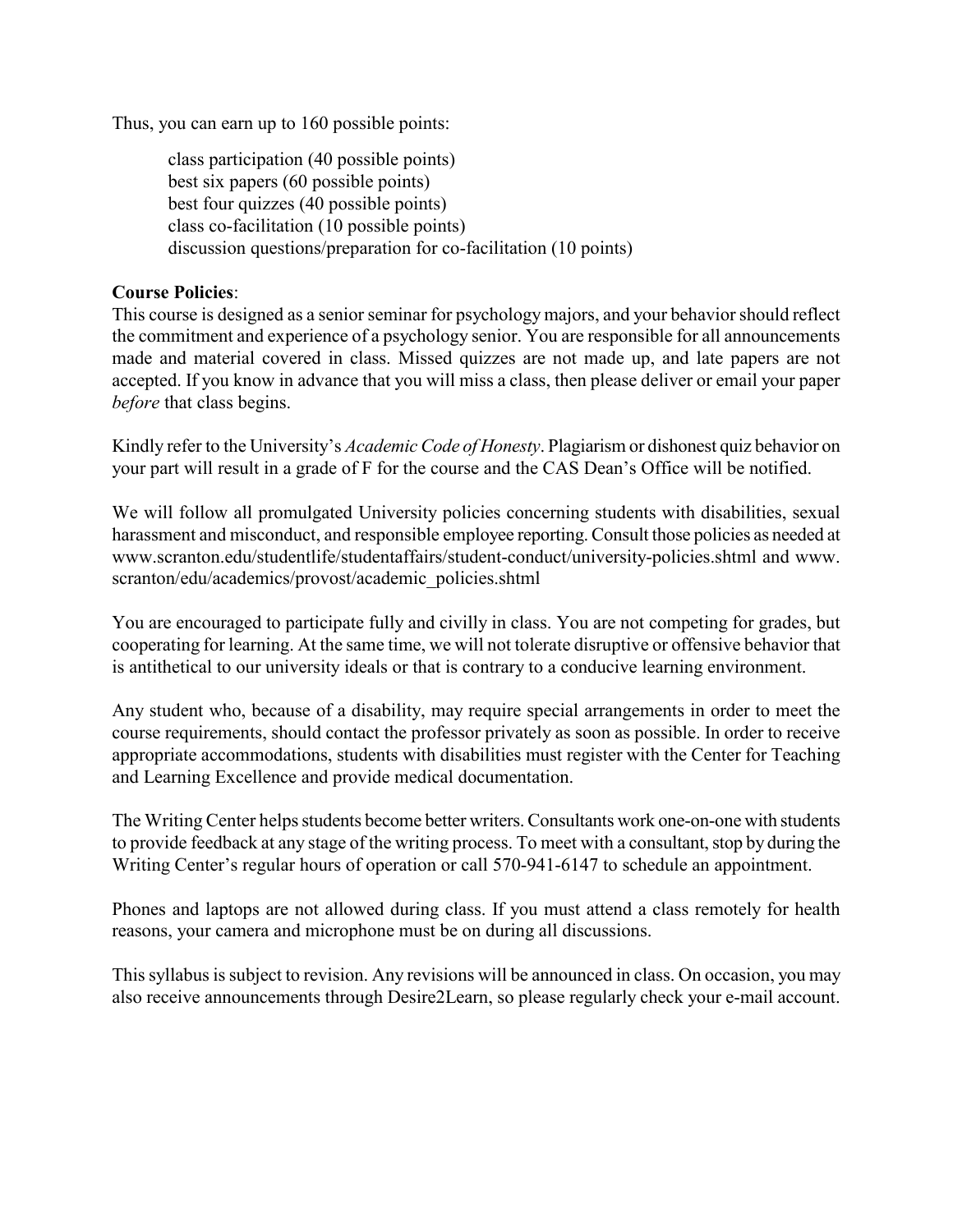Thus, you can earn up to 160 possible points:

> class participation (40 possible points)
> best six papers (60 possible points)
> best four quizzes (40 possible points)
> class co-facilitation (10 possible points)
> discussion questions/preparation for co-facilitation (10 points)

**Course Policies**:
This course is designed as a senior seminar for psychology majors, and your behavior should reflect the commitment and experience of a psychology senior. You are responsible for all announcements made and material covered in class. Missed quizzes are not made up, and late papers are not accepted. If you know in advance that you will miss a class, then please deliver or email your paper *before* that class begins.

Kindly refer to the University's *Academic Code of Honesty*. Plagiarism or dishonest quiz behavior on your part will result in a grade of F for the course and the CAS Dean's Office will be notified.

We will follow all promulgated University policies concerning students with disabilities, sexual harassment and misconduct, and responsible employee reporting. Consult those policies as needed at www.scranton.edu/studentlife/studentaffairs/student-conduct/university-policies.shtml and www. scranton/edu/academics/provost/academic_policies.shtml

You are encouraged to participate fully and civilly in class. You are not competing for grades, but cooperating for learning. At the same time, we will not tolerate disruptive or offensive behavior that is antithetical to our university ideals or that is contrary to a conducive learning environment.

Any student who, because of a disability, may require special arrangements in order to meet the course requirements, should contact the professor privately as soon as possible. In order to receive appropriate accommodations, students with disabilities must register with the Center for Teaching and Learning Excellence and provide medical documentation.

The Writing Center helps students become better writers. Consultants work one-on-one with students to provide feedback at any stage of the writing process. To meet with a consultant, stop by during the Writing Center's regular hours of operation or call 570-941-6147 to schedule an appointment.

Phones and laptops are not allowed during class. If you must attend a class remotely for health reasons, your camera and microphone must be on during all discussions.

This syllabus is subject to revision. Any revisions will be announced in class. On occasion, you may also receive announcements through Desire2Learn, so please regularly check your e-mail account.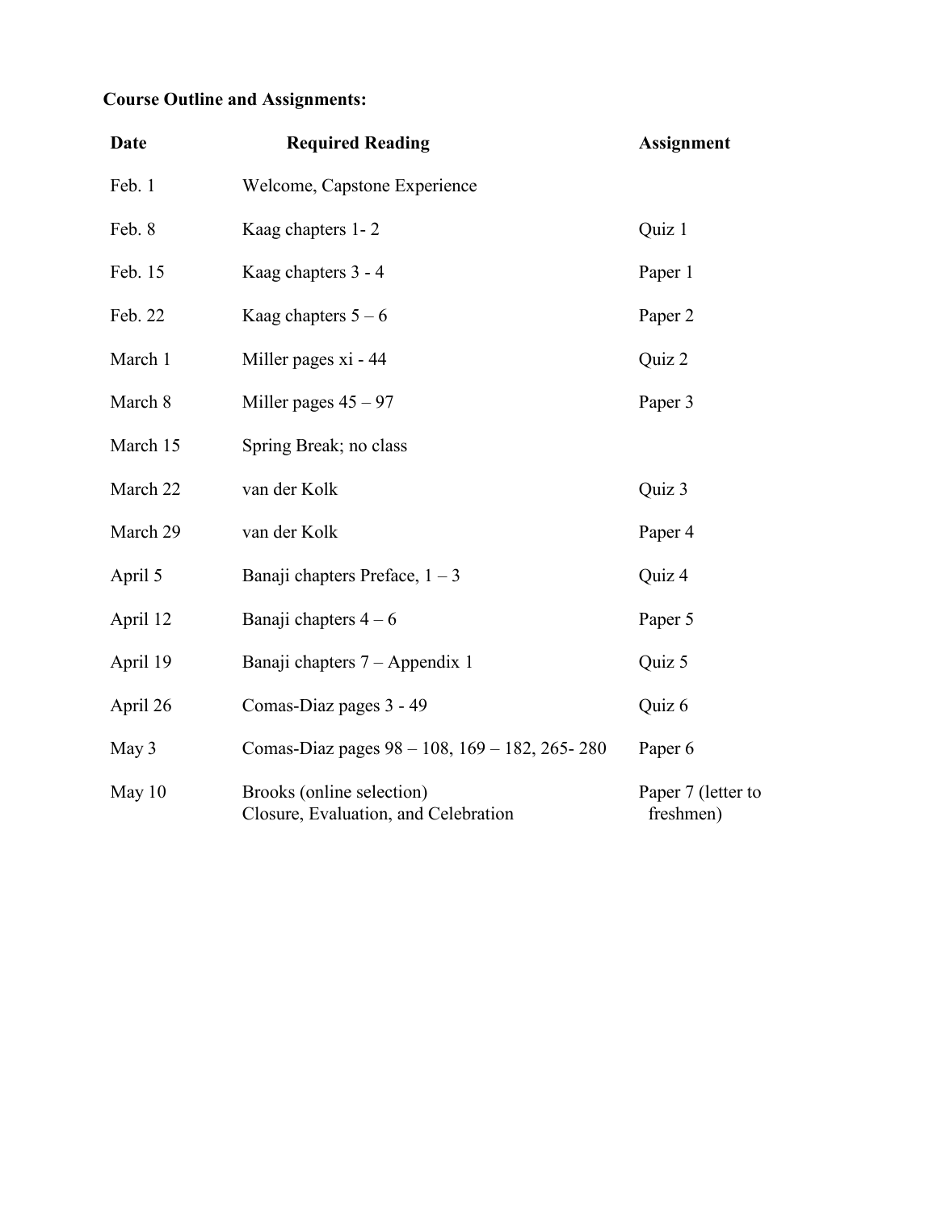**Course Outline and Assignments:**

| Date | Required Reading | Assignment |
| --- | --- | --- |
| Feb. 1 | Welcome, Capstone Experience | |
| Feb. 8 | Kaag chapters 1- 2 | Quiz 1 |
| Feb. 15 | Kaag chapters 3 - 4 | Paper 1 |
| Feb. 22 | Kaag chapters 5 – 6 | Paper 2 |
| March 1 | Miller pages xi - 44 | Quiz 2 |
| March 8 | Miller pages 45 – 97 | Paper 3 |
| March 15 | Spring Break; no class | |
| March 22 | van der Kolk | Quiz 3 |
| March 29 | van der Kolk | Paper 4 |
| April 5 | Banaji chapters Preface, 1 – 3 | Quiz 4 |
| April 12 | Banaji chapters 4 – 6 | Paper 5 |
| April 19 | Banaji chapters 7 – Appendix 1 | Quiz 5 |
| April 26 | Comas-Diaz pages 3 - 49 | Quiz 6 |
| May 3 | Comas-Diaz pages 98 – 108, 169 – 182, 265- 280 | Paper 6 |
| May 10 | Brooks (online selection)<br>Closure, Evaluation, and Celebration | Paper 7 (letter to freshmen) |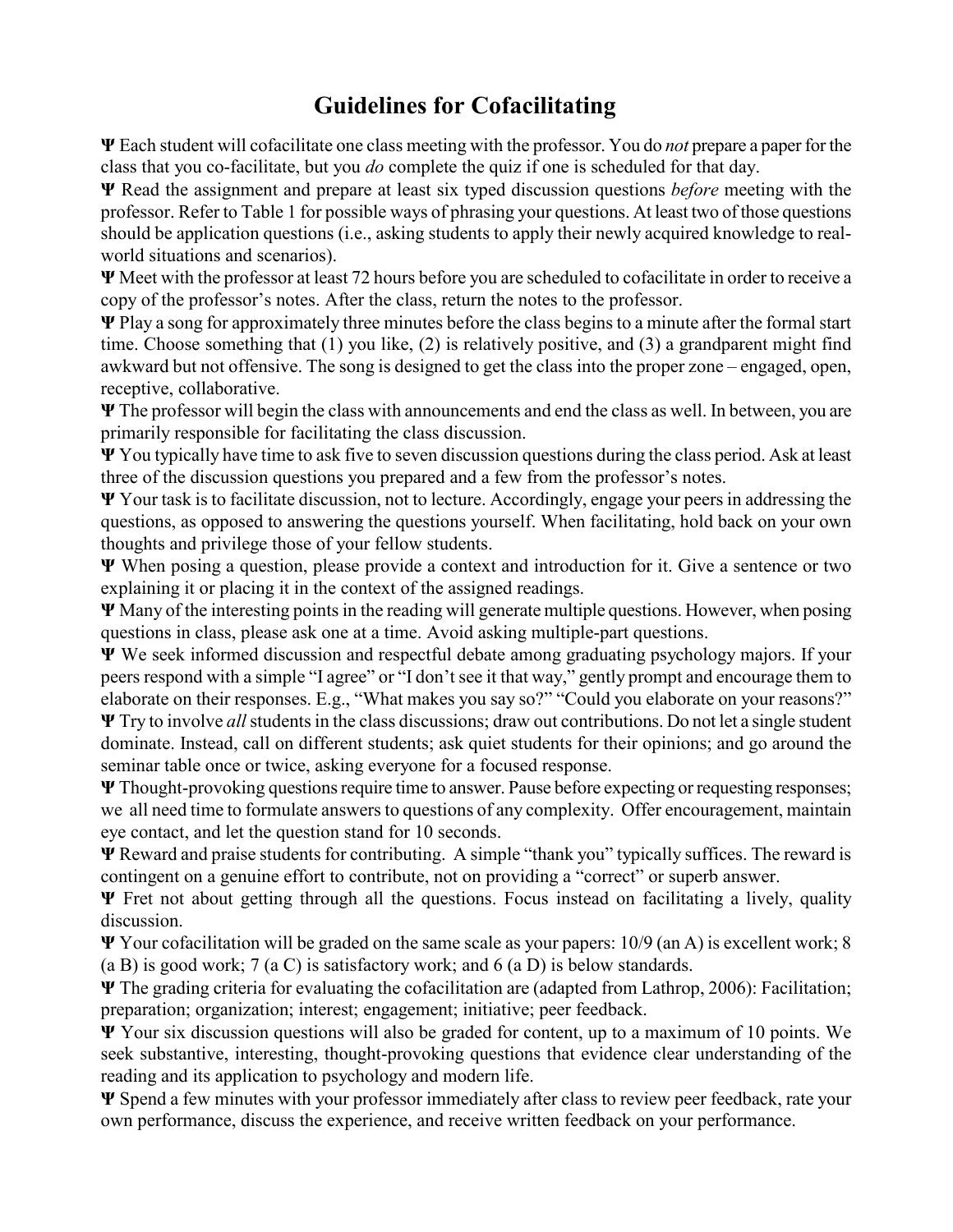# Guidelines for Cofacilitating

Ψ Each student will cofacilitate one class meeting with the professor. You do *not* prepare a paper for the class that you co-facilitate, but you *do* complete the quiz if one is scheduled for that day.

Ψ Read the assignment and prepare at least six typed discussion questions *before* meeting with the professor. Refer to Table 1 for possible ways of phrasing your questions. At least two of those questions should be application questions (i.e., asking students to apply their newly acquired knowledge to real-world situations and scenarios).

Ψ Meet with the professor at least 72 hours before you are scheduled to cofacilitate in order to receive a copy of the professor's notes. After the class, return the notes to the professor.

Ψ Play a song for approximately three minutes before the class begins to a minute after the formal start time. Choose something that (1) you like, (2) is relatively positive, and (3) a grandparent might find awkward but not offensive. The song is designed to get the class into the proper zone – engaged, open, receptive, collaborative.

Ψ The professor will begin the class with announcements and end the class as well. In between, you are primarily responsible for facilitating the class discussion.

Ψ You typically have time to ask five to seven discussion questions during the class period. Ask at least three of the discussion questions you prepared and a few from the professor's notes.

Ψ Your task is to facilitate discussion, not to lecture. Accordingly, engage your peers in addressing the questions, as opposed to answering the questions yourself. When facilitating, hold back on your own thoughts and privilege those of your fellow students.

Ψ When posing a question, please provide a context and introduction for it. Give a sentence or two explaining it or placing it in the context of the assigned readings.

Ψ Many of the interesting points in the reading will generate multiple questions. However, when posing questions in class, please ask one at a time. Avoid asking multiple-part questions.

Ψ We seek informed discussion and respectful debate among graduating psychology majors. If your peers respond with a simple "I agree" or "I don't see it that way," gently prompt and encourage them to elaborate on their responses. E.g., "What makes you say so?" "Could you elaborate on your reasons?"

Ψ Try to involve *all* students in the class discussions; draw out contributions. Do not let a single student dominate. Instead, call on different students; ask quiet students for their opinions; and go around the seminar table once or twice, asking everyone for a focused response.

Ψ Thought-provoking questions require time to answer. Pause before expecting or requesting responses; we all need time to formulate answers to questions of any complexity. Offer encouragement, maintain eye contact, and let the question stand for 10 seconds.

Ψ Reward and praise students for contributing. A simple "thank you" typically suffices. The reward is contingent on a genuine effort to contribute, not on providing a "correct" or superb answer.

Ψ Fret not about getting through all the questions. Focus instead on facilitating a lively, quality discussion.

Ψ Your cofacilitation will be graded on the same scale as your papers: 10/9 (an A) is excellent work; 8 (a B) is good work; 7 (a C) is satisfactory work; and 6 (a D) is below standards.

Ψ The grading criteria for evaluating the cofacilitation are (adapted from Lathrop, 2006): Facilitation; preparation; organization; interest; engagement; initiative; peer feedback.

Ψ Your six discussion questions will also be graded for content, up to a maximum of 10 points. We seek substantive, interesting, thought-provoking questions that evidence clear understanding of the reading and its application to psychology and modern life.

Ψ Spend a few minutes with your professor immediately after class to review peer feedback, rate your own performance, discuss the experience, and receive written feedback on your performance.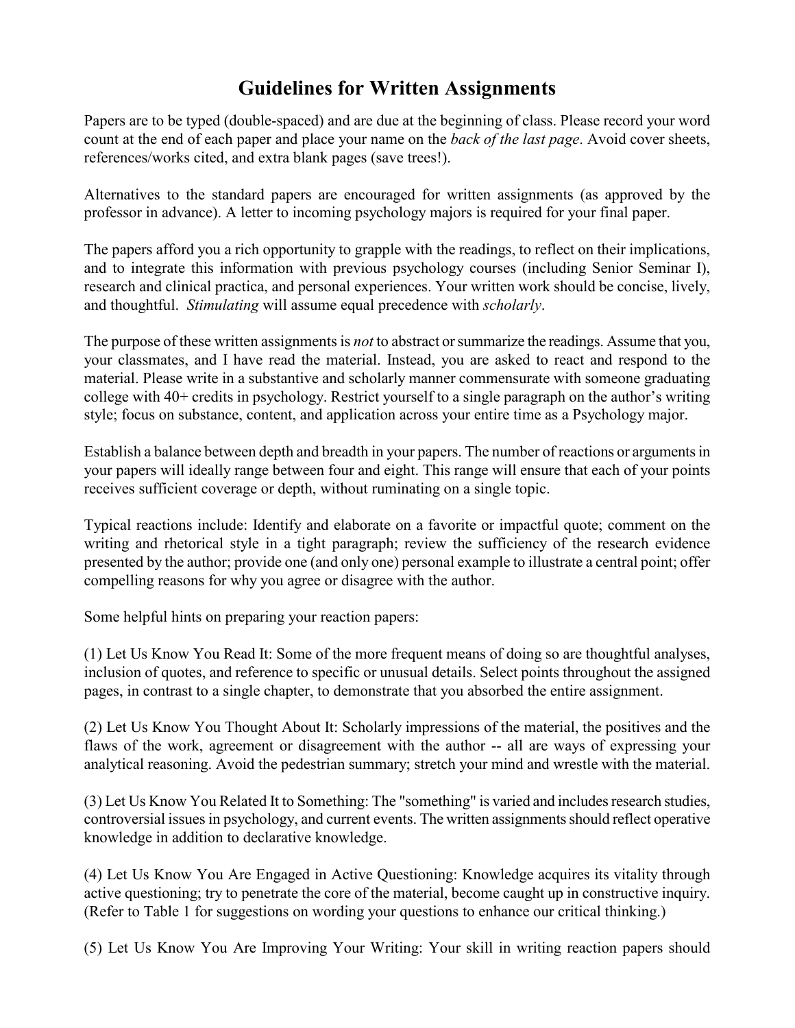# Guidelines for Written Assignments

Papers are to be typed (double-spaced) and are due at the beginning of class. Please record your word count at the end of each paper and place your name on the *back of the last page*. Avoid cover sheets, references/works cited, and extra blank pages (save trees!).

Alternatives to the standard papers are encouraged for written assignments (as approved by the professor in advance). A letter to incoming psychology majors is required for your final paper.

The papers afford you a rich opportunity to grapple with the readings, to reflect on their implications, and to integrate this information with previous psychology courses (including Senior Seminar I), research and clinical practica, and personal experiences. Your written work should be concise, lively, and thoughtful. *Stimulating* will assume equal precedence with *scholarly*.

The purpose of these written assignments is *not* to abstract or summarize the readings. Assume that you, your classmates, and I have read the material. Instead, you are asked to react and respond to the material. Please write in a substantive and scholarly manner commensurate with someone graduating college with 40+ credits in psychology. Restrict yourself to a single paragraph on the author's writing style; focus on substance, content, and application across your entire time as a Psychology major.

Establish a balance between depth and breadth in your papers. The number of reactions or arguments in your papers will ideally range between four and eight. This range will ensure that each of your points receives sufficient coverage or depth, without ruminating on a single topic.

Typical reactions include: Identify and elaborate on a favorite or impactful quote; comment on the writing and rhetorical style in a tight paragraph; review the sufficiency of the research evidence presented by the author; provide one (and only one) personal example to illustrate a central point; offer compelling reasons for why you agree or disagree with the author.

Some helpful hints on preparing your reaction papers:

(1) Let Us Know You Read It: Some of the more frequent means of doing so are thoughtful analyses, inclusion of quotes, and reference to specific or unusual details. Select points throughout the assigned pages, in contrast to a single chapter, to demonstrate that you absorbed the entire assignment.

(2) Let Us Know You Thought About It: Scholarly impressions of the material, the positives and the flaws of the work, agreement or disagreement with the author -- all are ways of expressing your analytical reasoning. Avoid the pedestrian summary; stretch your mind and wrestle with the material.

(3) Let Us Know You Related It to Something: The "something" is varied and includes research studies, controversial issues in psychology, and current events. The written assignments should reflect operative knowledge in addition to declarative knowledge.

(4) Let Us Know You Are Engaged in Active Questioning: Knowledge acquires its vitality through active questioning; try to penetrate the core of the material, become caught up in constructive inquiry. (Refer to Table 1 for suggestions on wording your questions to enhance our critical thinking.)

(5) Let Us Know You Are Improving Your Writing: Your skill in writing reaction papers should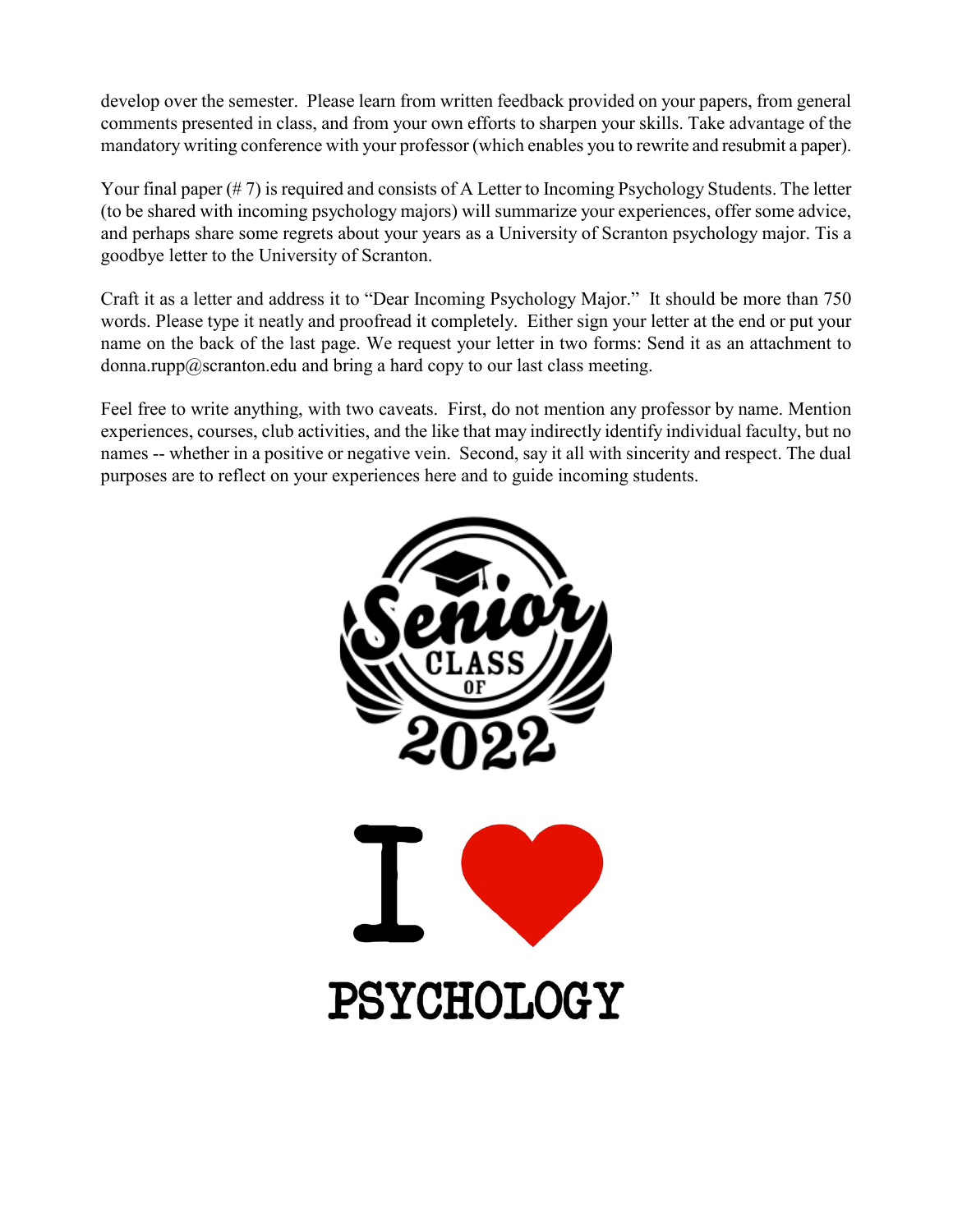develop over the semester. Please learn from written feedback provided on your papers, from general comments presented in class, and from your own efforts to sharpen your skills. Take advantage of the mandatory writing conference with your professor (which enables you to rewrite and resubmit a paper).

Your final paper (# 7) is required and consists of A Letter to Incoming Psychology Students. The letter (to be shared with incoming psychology majors) will summarize your experiences, offer some advice, and perhaps share some regrets about your years as a University of Scranton psychology major. Tis a goodbye letter to the University of Scranton.

Craft it as a letter and address it to "Dear Incoming Psychology Major." It should be more than 750 words. Please type it neatly and proofread it completely. Either sign your letter at the end or put your name on the back of the last page. We request your letter in two forms: Send it as an attachment to donna.rupp@scranton.edu and bring a hard copy to our last class meeting.

Feel free to write anything, with two caveats. First, do not mention any professor by name. Mention experiences, courses, club activities, and the like that may indirectly identify individual faculty, but no names -- whether in a positive or negative vein. Second, say it all with sincerity and respect. The dual purposes are to reflect on your experiences here and to guide incoming students.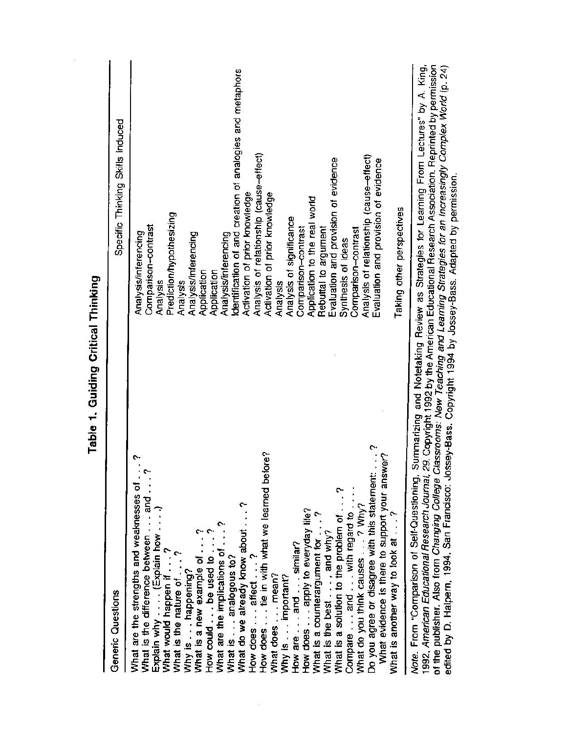# Table 1. Guiding Critical Thinking

| Generic Questions | Specific Thinking Skills Induced |
|---|---|
| What are the strengths and weaknesses of . . . ? | Analysis/inferencing |
| What is the difference between . . . and . . . ? | Comparison–contrast |
| Explain why . . . . (Explain how . . . .) | Analysis |
| What would happen if . . . ? | Prediction/hypothesizing |
| What is the nature of . . . ? | Analysis |
| Why is . . . happening? | Analysis/inferencing |
| What is a new example of . . . ? | Application |
| How could . . . be used to . . . ? | Application |
| What are the implications of . . . ? | Analysis/inferencing |
| What is . . . analogous to? | Identification of and creation of analogies and metaphors |
| What do we already know about . . . ? | Activation of prior knowledge |
| How does . . . affect . . . ? | Analysis of relationship (cause–effect) |
| How does . . . tie in with what we learned before? | Activation of prior knowledge |
| What does . . . mean? | Analysis |
| Why is . . . important? | Analysis of significance |
| How are . . . and . . . similar? | Comparison–contrast |
| How does . . . apply to everyday life? | Application to the real world |
| What is a counterargument for . . . ? | Rebuttal to argument |
| What is the best . . . , and why? | Evaluation and provision of evidence |
| What is a solution to the problem of . . . ? | Synthesis of ideas |
| Compare . . . and . . . with regard to . . . . | Comparison–contrast |
| What do you think causes . . . ? Why? | Analysis of relationship (cause–effect) |
| Do you agree or disagree with this statement: . . . ? What evidence is there to support your answer? | Evaluation and provision of evidence |
| What is another way to look at . . . ? | Taking other perspectives |

*Note.* From "Comparison of Self-Questioning, Summarizing and Notetaking Review as Strategies for Learning From Lectures" by A. King, 1992, *American Educational Research Journal, 29*. Copyright 1992 by the American Educational Research Association. Reprinted by permission of the publisher. Also from *Changing College Classrooms: New Teaching and Learning Strategies for an Increasingly Complex World* (p. 24) edited by D. Halpern, 1994, San Francisco: Jossey-Bass. Copyright 1994 by Jossey-Bass. Adapted by permission.